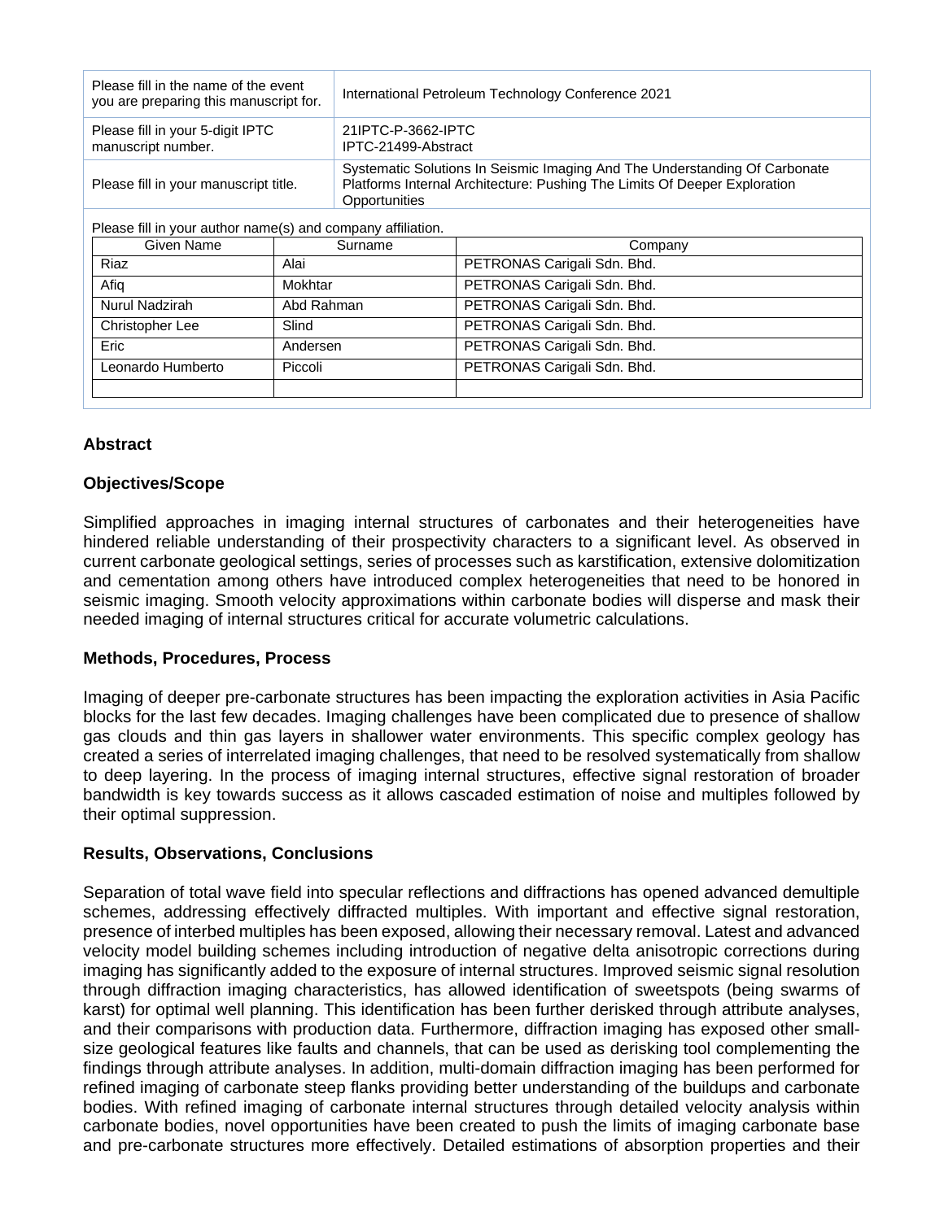| Please fill in the name of the event you are preparing this manuscript for. | International Petroleum Technology Conference 2021 |
|---|---|
| Please fill in your 5-digit IPTC manuscript number. | 21IPTC-P-3662-IPTC<br>IPTC-21499-Abstract |
| Please fill in your manuscript title. | Systematic Solutions In Seismic Imaging And The Understanding Of Carbonate Platforms Internal Architecture: Pushing The Limits Of Deeper Exploration Opportunities |

Please fill in your author name(s) and company affiliation.

| Given Name | Surname | Company |
|---|---|---|
| Riaz | Alai | PETRONAS Carigali Sdn. Bhd. |
| Afiq | Mokhtar | PETRONAS Carigali Sdn. Bhd. |
| Nurul Nadzirah | Abd Rahman | PETRONAS Carigali Sdn. Bhd. |
| Christopher Lee | Slind | PETRONAS Carigali Sdn. Bhd. |
| Eric | Andersen | PETRONAS Carigali Sdn. Bhd. |
| Leonardo Humberto | Piccoli | PETRONAS Carigali Sdn. Bhd. |
| | | |

## Abstract

### Objectives/Scope

Simplified approaches in imaging internal structures of carbonates and their heterogeneities have hindered reliable understanding of their prospectivity characters to a significant level. As observed in current carbonate geological settings, series of processes such as karstification, extensive dolomitization and cementation among others have introduced complex heterogeneities that need to be honored in seismic imaging. Smooth velocity approximations within carbonate bodies will disperse and mask their needed imaging of internal structures critical for accurate volumetric calculations.

### Methods, Procedures, Process

Imaging of deeper pre-carbonate structures has been impacting the exploration activities in Asia Pacific blocks for the last few decades. Imaging challenges have been complicated due to presence of shallow gas clouds and thin gas layers in shallower water environments. This specific complex geology has created a series of interrelated imaging challenges, that need to be resolved systematically from shallow to deep layering. In the process of imaging internal structures, effective signal restoration of broader bandwidth is key towards success as it allows cascaded estimation of noise and multiples followed by their optimal suppression.

### Results, Observations, Conclusions

Separation of total wave field into specular reflections and diffractions has opened advanced demultiple schemes, addressing effectively diffracted multiples. With important and effective signal restoration, presence of interbed multiples has been exposed, allowing their necessary removal. Latest and advanced velocity model building schemes including introduction of negative delta anisotropic corrections during imaging has significantly added to the exposure of internal structures. Improved seismic signal resolution through diffraction imaging characteristics, has allowed identification of sweetspots (being swarms of karst) for optimal well planning. This identification has been further derisked through attribute analyses, and their comparisons with production data. Furthermore, diffraction imaging has exposed other small-size geological features like faults and channels, that can be used as derisking tool complementing the findings through attribute analyses. In addition, multi-domain diffraction imaging has been performed for refined imaging of carbonate steep flanks providing better understanding of the buildups and carbonate bodies. With refined imaging of carbonate internal structures through detailed velocity analysis within carbonate bodies, novel opportunities have been created to push the limits of imaging carbonate base and pre-carbonate structures more effectively. Detailed estimations of absorption properties and their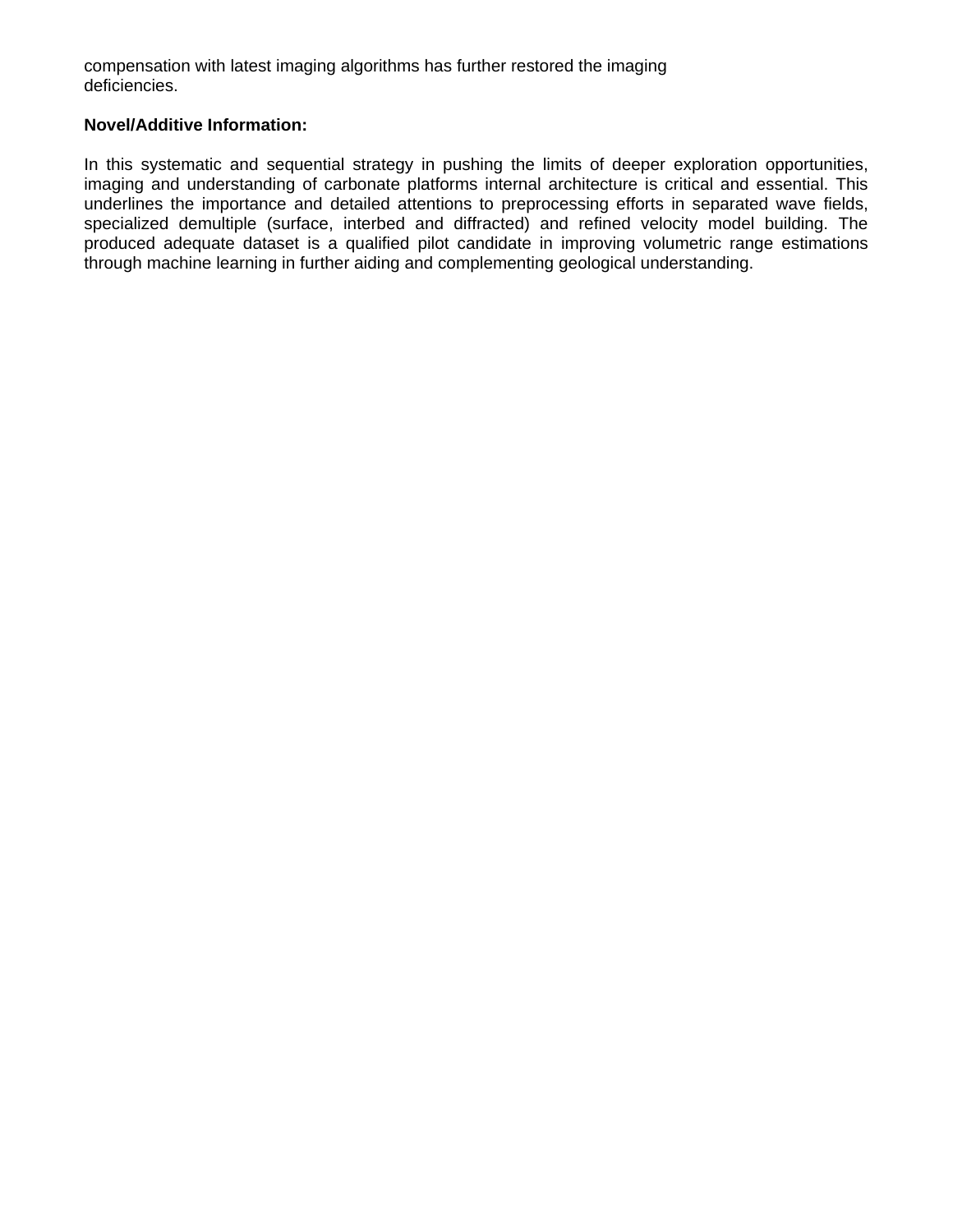compensation with latest imaging algorithms has further restored the imaging deficiencies.

**Novel/Additive Information:**

In this systematic and sequential strategy in pushing the limits of deeper exploration opportunities, imaging and understanding of carbonate platforms internal architecture is critical and essential. This underlines the importance and detailed attentions to preprocessing efforts in separated wave fields, specialized demultiple (surface, interbed and diffracted) and refined velocity model building. The produced adequate dataset is a qualified pilot candidate in improving volumetric range estimations through machine learning in further aiding and complementing geological understanding.